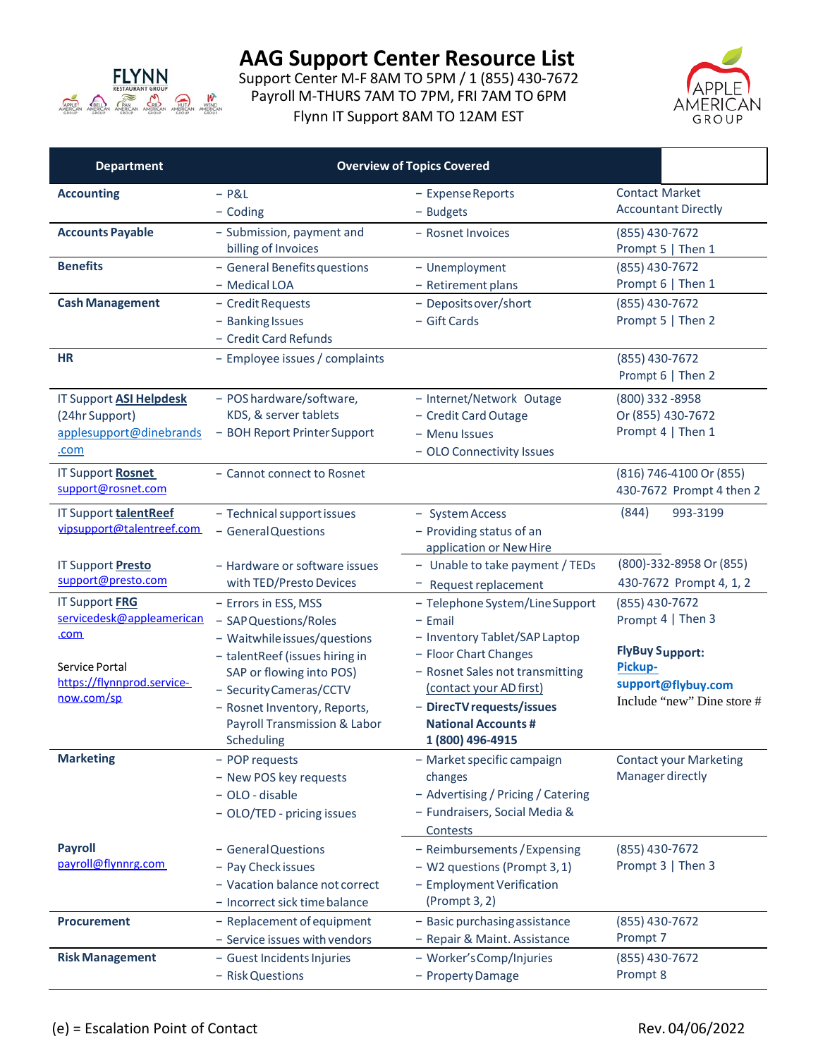# AAG Support Center Resource List

Support Center M-F 8AM TO 5PM / 1 (855) 430-7672
Payroll M-THURS 7AM TO 7PM, FRI 7AM TO 6PM
Flynn IT Support 8AM TO 12AM EST

| Department | Overview of Topics Covered | | |
|---|---|---|---|
| **Accounting** | – P&L<br>– Coding | – Expense Reports<br>– Budgets | Contact Market Accountant Directly |
| **Accounts Payable** | – Submission, payment and billing of Invoices | – Rosnet Invoices | (855) 430-7672<br>Prompt 5 \| Then 1 |
| **Benefits** | – General Benefits questions<br>– Medical LOA | – Unemployment<br>– Retirement plans | (855) 430-7672<br>Prompt 6 \| Then 1 |
| **Cash Management** | – Credit Requests<br>– Banking Issues<br>– Credit Card Refunds | – Deposits over/short<br>– Gift Cards | (855) 430-7672<br>Prompt 5 \| Then 2 |
| **HR** | – Employee issues / complaints | | (855) 430-7672<br>Prompt 6 \| Then 2 |
| IT Support **ASI Helpdesk** (24hr Support)<br>applesupport@dinebrands.com | – POS hardware/software, KDS, & server tablets<br>– BOH Report Printer Support | – Internet/Network Outage<br>– Credit Card Outage<br>– Menu Issues<br>– OLO Connectivity Issues | (800) 332 -8958<br>Or (855) 430-7672<br>Prompt 4 \| Then 1 |
| IT Support **Rosnet**<br>support@rosnet.com | – Cannot connect to Rosnet | | (816) 746-4100 Or (855) 430-7672 Prompt 4 then 2 |
| IT Support **talentReef**<br>vipsupport@talentreef.com | – Technical support issues<br>– General Questions | – System Access<br>– Providing status of an application or New Hire | (844) 993-3199 |
| IT Support **Presto**<br>support@presto.com | – Hardware or software issues with TED/Presto Devices | – Unable to take payment / TEDs<br>– Request replacement | (800)-332-8958 Or (855) 430-7672 Prompt 4, 1, 2 |
| IT Support **FRG**<br>servicedesk@appleamerican.com<br><br>Service Portal<br>https://flynnprod.service-now.com/sp | – Errors in ESS, MSS<br>– SAP Questions/Roles<br>– Waitwhile issues/questions<br>– talentReef (issues hiring in SAP or flowing into POS)<br>– Security Cameras/CCTV<br>– Rosnet Inventory, Reports, Payroll Transmission & Labor Scheduling | – Telephone System/Line Support<br>– Email<br>– Inventory Tablet/SAP Laptop<br>– Floor Chart Changes<br>– Rosnet Sales not transmitting (contact your AD first)<br>– **DirecTV requests/issues National Accounts # 1 (800) 496-4915** | (855) 430-7672<br>Prompt 4 \| Then 3<br><br>**FlyBuy Support:**<br>**Pickup-support@flybuy.com**<br>Include "new" Dine store # |
| **Marketing** | – POP requests<br>– New POS key requests<br>– OLO - disable<br>– OLO/TED - pricing issues | – Market specific campaign changes<br>– Advertising / Pricing / Catering<br>– Fundraisers, Social Media & Contests | Contact your Marketing Manager directly |
| **Payroll**<br>payroll@flynnrg.com | – General Questions<br>– Pay Check issues<br>– Vacation balance not correct<br>– Incorrect sick time balance | – Reimbursements / Expensing<br>– W2 questions (Prompt 3, 1)<br>– Employment Verification (Prompt 3, 2) | (855) 430-7672<br>Prompt 3 \| Then 3 |
| **Procurement** | – Replacement of equipment<br>– Service issues with vendors | – Basic purchasing assistance<br>– Repair & Maint. Assistance | (855) 430-7672<br>Prompt 7 |
| **Risk Management** | – Guest Incidents Injuries<br>– Risk Questions | – Worker's Comp/Injuries<br>– Property Damage | (855) 430-7672<br>Prompt 8 |

(e) = Escalation Point of Contact

Rev. 04/06/2022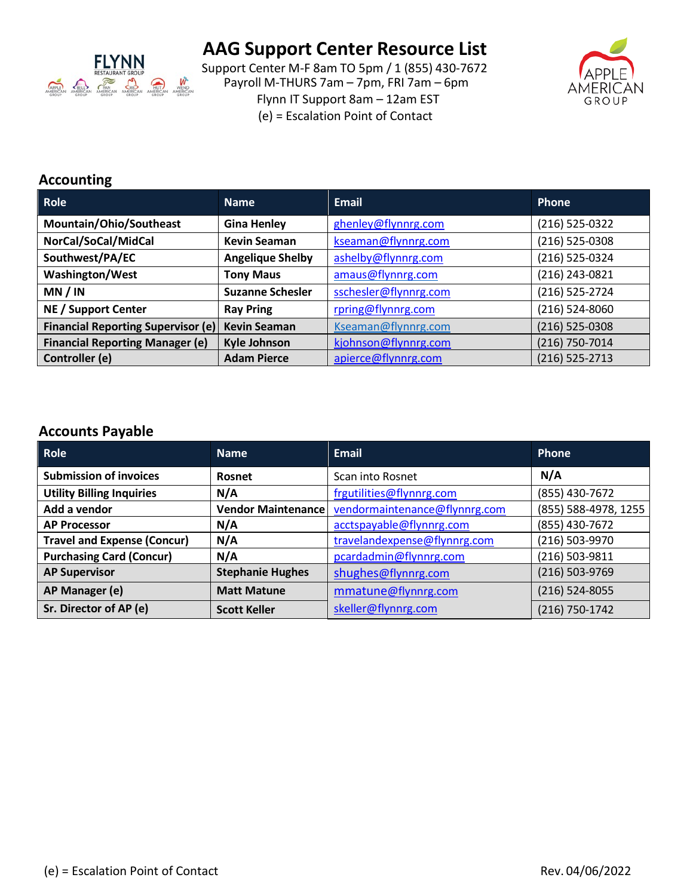# AAG Support Center Resource List

Support Center M-F 8am TO 5pm / 1 (855) 430-7672
Payroll M-THURS 7am – 7pm, FRI 7am – 6pm
Flynn IT Support 8am – 12am EST
(e) = Escalation Point of Contact

## Accounting

| Role | Name | Email | Phone |
|---|---|---|---|
| **Mountain/Ohio/Southeast** | **Gina Henley** | ghenley@flynnrg.com | (216) 525-0322 |
| **NorCal/SoCal/MidCal** | **Kevin Seaman** | kseaman@flynnrg.com | (216) 525-0308 |
| **Southwest/PA/EC** | **Angelique Shelby** | ashelby@flynnrg.com | (216) 525-0324 |
| **Washington/West** | **Tony Maus** | amaus@flynnrg.com | (216) 243-0821 |
| **MN / IN** | **Suzanne Schesler** | sschesler@flynnrg.com | (216) 525-2724 |
| **NE / Support Center** | **Ray Pring** | rpring@flynnrg.com | (216) 524-8060 |
| **Financial Reporting Supervisor (e)** | **Kevin Seaman** | Kseaman@flynnrg.com | (216) 525-0308 |
| **Financial Reporting Manager (e)** | **Kyle Johnson** | kjohnson@flynnrg.com | (216) 750-7014 |
| **Controller (e)** | **Adam Pierce** | apierce@flynnrg.com | (216) 525-2713 |

## Accounts Payable

| Role | Name | Email | Phone |
|---|---|---|---|
| **Submission of invoices** | **Rosnet** | Scan into Rosnet | **N/A** |
| **Utility Billing Inquiries** | **N/A** | frgutilities@flynnrg.com | (855) 430-7672 |
| **Add a vendor** | **Vendor Maintenance** | vendormaintenance@flynnrg.com | (855) 588-4978, 1255 |
| **AP Processor** | **N/A** | acctspayable@flynnrg.com | (855) 430-7672 |
| **Travel and Expense (Concur)** | **N/A** | travelandexpense@flynnrg.com | (216) 503-9970 |
| **Purchasing Card (Concur)** | **N/A** | pcardadmin@flynnrg.com | (216) 503-9811 |
| **AP Supervisor** | **Stephanie Hughes** | shughes@flynnrg.com | (216) 503-9769 |
| **AP Manager (e)** | **Matt Matune** | mmatune@flynnrg.com | (216) 524-8055 |
| **Sr. Director of AP (e)** | **Scott Keller** | skeller@flynnrg.com | (216) 750-1742 |

(e) = Escalation Point of Contact

Rev. 04/06/2022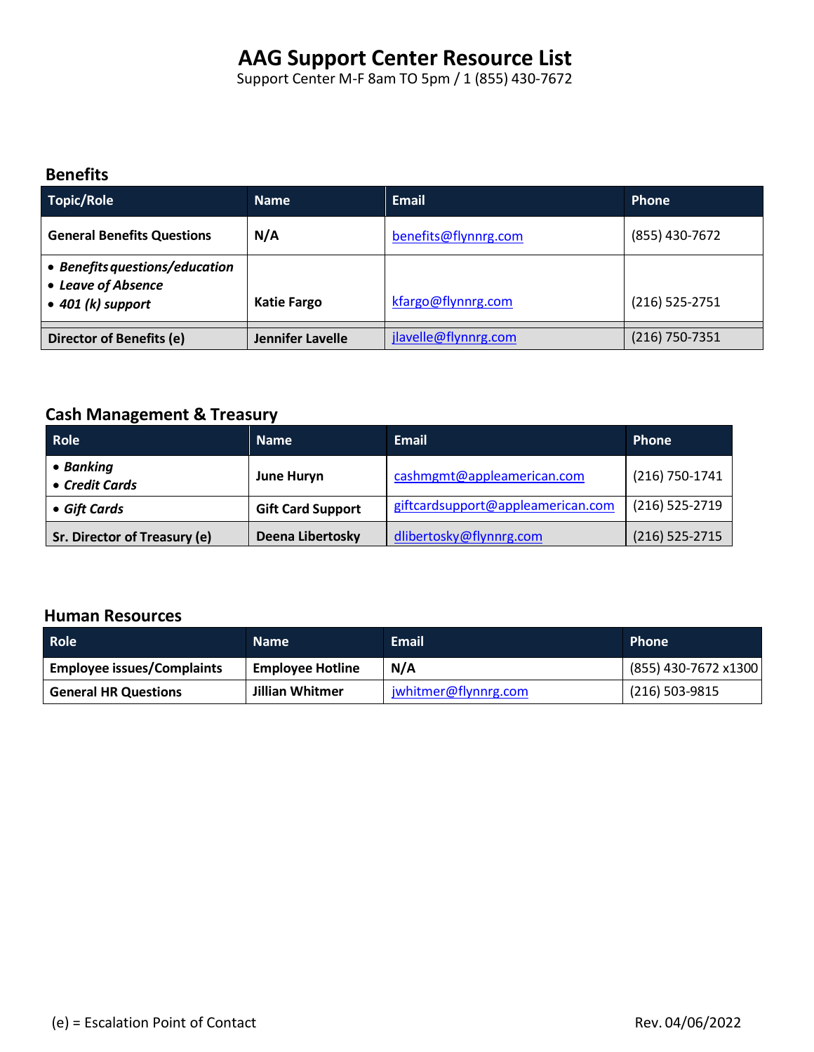# AAG Support Center Resource List

Support Center M-F 8am TO 5pm / 1 (855) 430-7672

## Benefits

| Topic/Role | Name | Email | Phone |
|---|---|---|---|
| **General Benefits Questions** | **N/A** | benefits@flynnrg.com | (855) 430-7672 |
| • ***Benefits questions/education*** <br> • ***Leave of Absence*** <br> • ***401 (k) support*** | **Katie Fargo** | kfargo@flynnrg.com | (216) 525-2751 |
| **Director of Benefits (e)** | **Jennifer Lavelle** | jlavelle@flynnrg.com | (216) 750-7351 |

## Cash Management & Treasury

| Role | Name | Email | Phone |
|---|---|---|---|
| • ***Banking*** <br> • ***Credit Cards*** | **June Huryn** | cashmgmt@appleamerican.com | (216) 750-1741 |
| • ***Gift Cards*** | **Gift Card Support** | giftcardsupport@appleamerican.com | (216) 525-2719 |
| **Sr. Director of Treasury (e)** | **Deena Libertosky** | dlibertosky@flynnrg.com | (216) 525-2715 |

## Human Resources

| Role | Name | Email | Phone |
|---|---|---|---|
| **Employee issues/Complaints** | **Employee Hotline** | **N/A** | (855) 430-7672 x1300 |
| **General HR Questions** | **Jillian Whitmer** | jwhitmer@flynnrg.com | (216) 503-9815 |

(e) = Escalation Point of Contact

Rev. 04/06/2022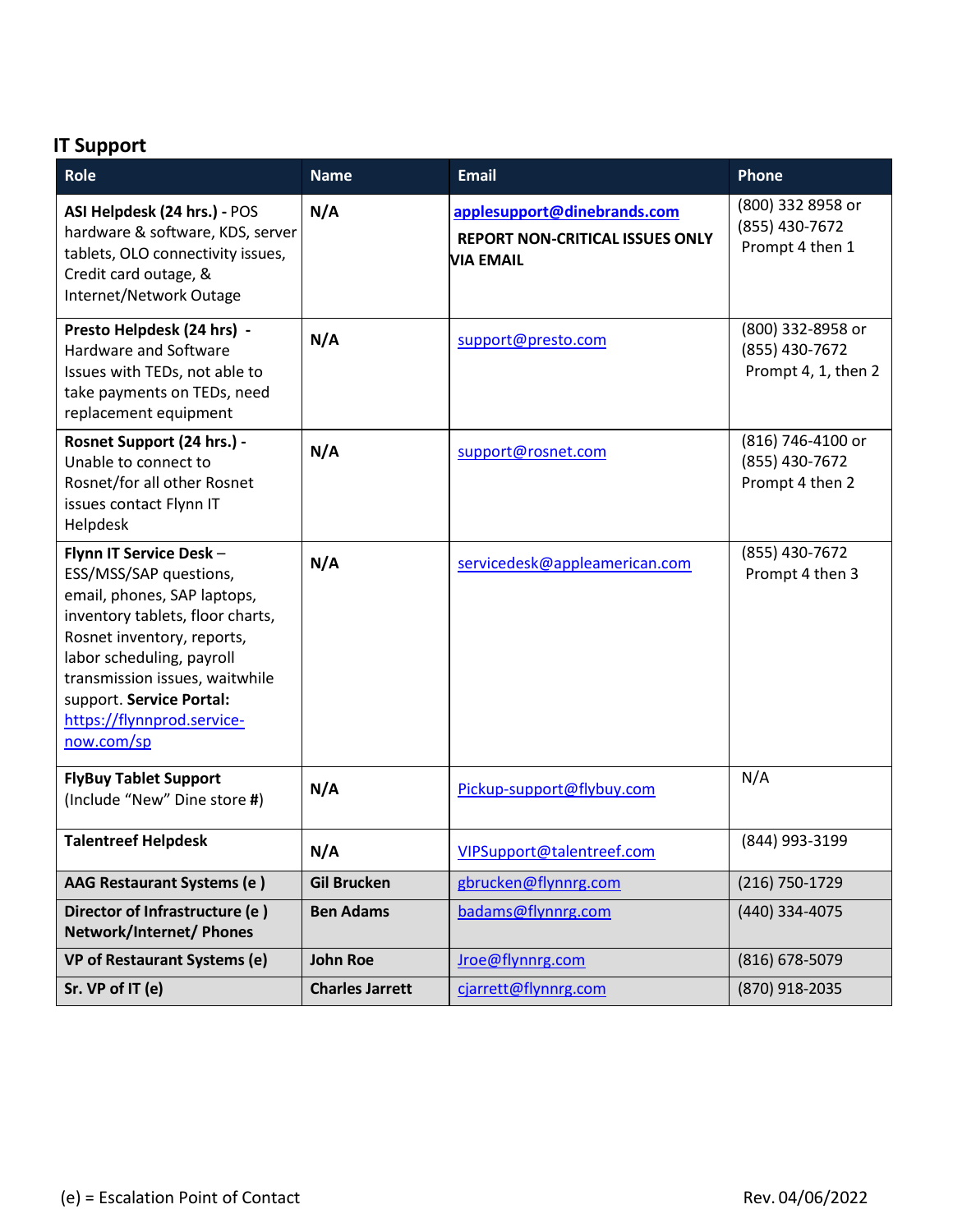## IT Support

| Role | Name | Email | Phone |
|---|---|---|---|
| **ASI Helpdesk (24 hrs.) -** POS hardware & software, KDS, server tablets, OLO connectivity issues, Credit card outage, & Internet/Network Outage | **N/A** | **applesupport@dinebrands.com** **REPORT NON-CRITICAL ISSUES ONLY VIA EMAIL** | (800) 332 8958 or (855) 430-7672 Prompt 4 then 1 |
| **Presto Helpdesk (24 hrs) -** Hardware and Software Issues with TEDs, not able to take payments on TEDs, need replacement equipment | **N/A** | support@presto.com | (800) 332-8958 or (855) 430-7672 Prompt 4, 1, then 2 |
| **Rosnet Support (24 hrs.) -** Unable to connect to Rosnet/for all other Rosnet issues contact Flynn IT Helpdesk | **N/A** | support@rosnet.com | (816) 746-4100 or (855) 430-7672 Prompt 4 then 2 |
| **Flynn IT Service Desk** – ESS/MSS/SAP questions, email, phones, SAP laptops, inventory tablets, floor charts, Rosnet inventory, reports, labor scheduling, payroll transmission issues, waitwhile support. **Service Portal:** https://flynnprod.service-now.com/sp | **N/A** | servicedesk@appleamerican.com | (855) 430-7672 Prompt 4 then 3 |
| **FlyBuy Tablet Support** (Include "New" Dine store **#**) | **N/A** | Pickup-support@flybuy.com | N/A |
| **Talentreef Helpdesk** | **N/A** | VIPSupport@talentreef.com | (844) 993-3199 |
| **AAG Restaurant Systems (e )** | **Gil Brucken** | gbrucken@flynnrg.com | (216) 750-1729 |
| **Director of Infrastructure (e ) Network/Internet/ Phones** | **Ben Adams** | badams@flynnrg.com | (440) 334-4075 |
| **VP of Restaurant Systems (e)** | **John Roe** | Jroe@flynnrg.com | (816) 678-5079 |
| **Sr. VP of IT (e)** | **Charles Jarrett** | cjarrett@flynnrg.com | (870) 918-2035 |

(e) = Escalation Point of Contact

Rev. 04/06/2022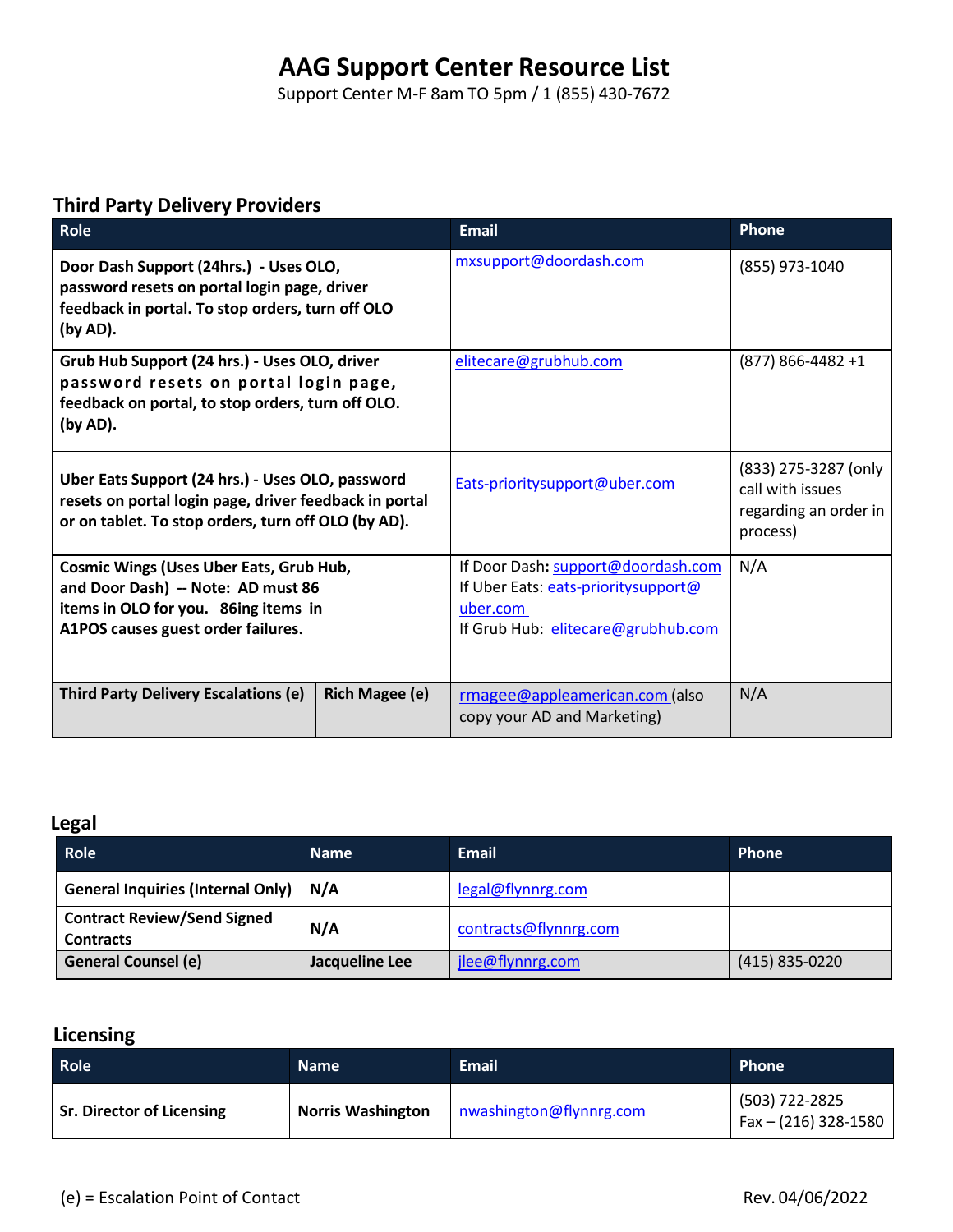# AAG Support Center Resource List

Support Center M-F 8am TO 5pm / 1 (855) 430-7672

## Third Party Delivery Providers

| Role | | Email | Phone |
|---|---|---|---|
| **Door Dash Support (24hrs.) - Uses OLO, password resets on portal login page, driver feedback in portal. To stop orders, turn off OLO (by AD).** | | mxsupport@doordash.com | (855) 973-1040 |
| **Grub Hub Support (24 hrs.) - Uses OLO, driver password resets on portal login page, feedback on portal, to stop orders, turn off OLO. (by AD).** | | elitecare@grubhub.com | (877) 866-4482 +1 |
| **Uber Eats Support (24 hrs.) - Uses OLO, password resets on portal login page, driver feedback in portal or on tablet. To stop orders, turn off OLO (by AD).** | | Eats-prioritysupport@uber.com | (833) 275-3287 (only call with issues regarding an order in process) |
| **Cosmic Wings (Uses Uber Eats, Grub Hub, and Door Dash) -- Note: AD must 86 items in OLO for you. 86ing items in A1POS causes guest order failures.** | | If Door Dash: support@doordash.com<br>If Uber Eats: eats-prioritysupport@uber.com<br>If Grub Hub: elitecare@grubhub.com | N/A |
| **Third Party Delivery Escalations (e)** | **Rich Magee (e)** | rmagee@appleamerican.com (also copy your AD and Marketing) | N/A |

## Legal

| Role | Name | Email | Phone |
|---|---|---|---|
| **General Inquiries (Internal Only)** | **N/A** | legal@flynnrg.com | |
| **Contract Review/Send Signed Contracts** | **N/A** | contracts@flynnrg.com | |
| **General Counsel (e)** | **Jacqueline Lee** | jlee@flynnrg.com | (415) 835-0220 |

## Licensing

| Role | Name | Email | Phone |
|---|---|---|---|
| **Sr. Director of Licensing** | **Norris Washington** | nwashington@flynnrg.com | (503) 722-2825<br>Fax – (216) 328-1580 |

(e) = Escalation Point of Contact

Rev. 04/06/2022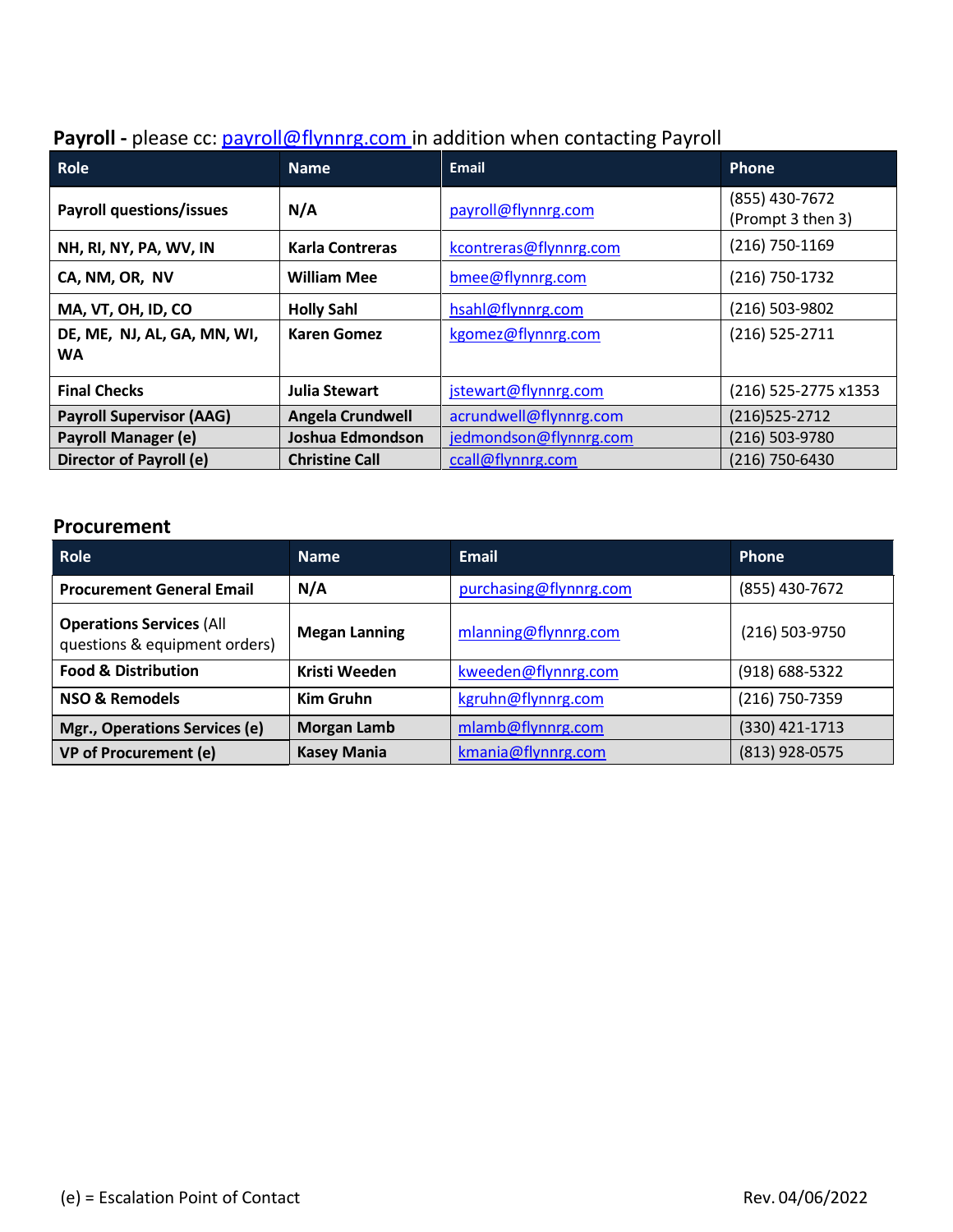**Payroll -** please cc: payroll@flynnrg.com in addition when contacting Payroll

| Role | Name | Email | Phone |
|---|---|---|---|
| **Payroll questions/issues** | **N/A** | payroll@flynnrg.com | (855) 430-7672 (Prompt 3 then 3) |
| **NH, RI, NY, PA, WV, IN** | **Karla Contreras** | kcontreras@flynnrg.com | (216) 750-1169 |
| **CA, NM, OR, NV** | **William Mee** | bmee@flynnrg.com | (216) 750-1732 |
| **MA, VT, OH, ID, CO** | **Holly Sahl** | hsahl@flynnrg.com | (216) 503-9802 |
| **DE, ME, NJ, AL, GA, MN, WI, WA** | **Karen Gomez** | kgomez@flynnrg.com | (216) 525-2711 |
| **Final Checks** | **Julia Stewart** | jstewart@flynnrg.com | (216) 525-2775 x1353 |
| **Payroll Supervisor (AAG)** | **Angela Crundwell** | acrundwell@flynnrg.com | (216)525-2712 |
| **Payroll Manager (e)** | **Joshua Edmondson** | jedmondson@flynnrg.com | (216) 503-9780 |
| **Director of Payroll (e)** | **Christine Call** | ccall@flynnrg.com | (216) 750-6430 |

**Procurement**

| Role | Name | Email | Phone |
|---|---|---|---|
| **Procurement General Email** | **N/A** | purchasing@flynnrg.com | (855) 430-7672 |
| **Operations Services** (All questions & equipment orders) | **Megan Lanning** | mlanning@flynnrg.com | (216) 503-9750 |
| **Food & Distribution** | **Kristi Weeden** | kweeden@flynnrg.com | (918) 688-5322 |
| **NSO & Remodels** | **Kim Gruhn** | kgruhn@flynnrg.com | (216) 750-7359 |
| **Mgr., Operations Services (e)** | **Morgan Lamb** | mlamb@flynnrg.com | (330) 421-1713 |
| **VP of Procurement (e)** | **Kasey Mania** | kmania@flynnrg.com | (813) 928-0575 |

(e) = Escalation Point of Contact

Rev. 04/06/2022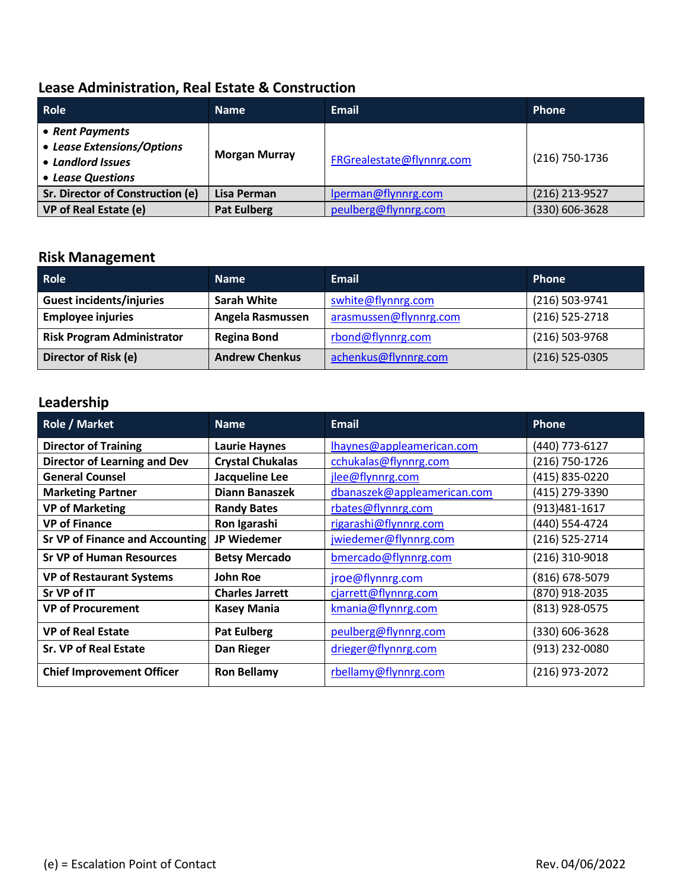## Lease Administration, Real Estate & Construction

| Role | Name | Email | Phone |
|---|---|---|---|
| • *Rent Payments*<br>• *Lease Extensions/Options*<br>• *Landlord Issues*<br>• *Lease Questions* | **Morgan Murray** | FRGrealestate@flynnrg.com | (216) 750-1736 |
| **Sr. Director of Construction (e)** | **Lisa Perman** | lperman@flynnrg.com | (216) 213-9527 |
| **VP of Real Estate (e)** | **Pat Eulberg** | peulberg@flynnrg.com | (330) 606-3628 |

## Risk Management

| Role | Name | Email | Phone |
|---|---|---|---|
| **Guest incidents/injuries** | **Sarah White** | swhite@flynnrg.com | (216) 503-9741 |
| **Employee injuries** | **Angela Rasmussen** | arasmussen@flynnrg.com | (216) 525-2718 |
| **Risk Program Administrator** | **Regina Bond** | rbond@flynnrg.com | (216) 503-9768 |
| **Director of Risk (e)** | **Andrew Chenkus** | achenkus@flynnrg.com | (216) 525-0305 |

## Leadership

| Role / Market | Name | Email | Phone |
|---|---|---|---|
| **Director of Training** | **Laurie Haynes** | lhaynes@appleamerican.com | (440) 773-6127 |
| **Director of Learning and Dev** | **Crystal Chukalas** | cchukalas@flynnrg.com | (216) 750-1726 |
| **General Counsel** | **Jacqueline Lee** | jlee@flynnrg.com | (415) 835-0220 |
| **Marketing Partner** | **Diann Banaszek** | dbanaszek@appleamerican.com | (415) 279-3390 |
| **VP of Marketing** | **Randy Bates** | rbates@flynnrg.com | (913)481-1617 |
| **VP of Finance** | **Ron Igarashi** | rigarashi@flynnrg.com | (440) 554-4724 |
| **Sr VP of Finance and Accounting** | **JP Wiedemer** | jwiedemer@flynnrg.com | (216) 525-2714 |
| **Sr VP of Human Resources** | **Betsy Mercado** | bmercado@flynnrg.com | (216) 310-9018 |
| **VP of Restaurant Systems** | **John Roe** | jroe@flynnrg.com | (816) 678-5079 |
| **Sr VP of IT** | **Charles Jarrett** | cjarrett@flynnrg.com | (870) 918-2035 |
| **VP of Procurement** | **Kasey Mania** | kmania@flynnrg.com | (813) 928-0575 |
| **VP of Real Estate** | **Pat Eulberg** | peulberg@flynnrg.com | (330) 606-3628 |
| **Sr. VP of Real Estate** | **Dan Rieger** | drieger@flynnrg.com | (913) 232-0080 |
| **Chief Improvement Officer** | **Ron Bellamy** | rbellamy@flynnrg.com | (216) 973-2072 |

(e) = Escalation Point of Contact

Rev. 04/06/2022